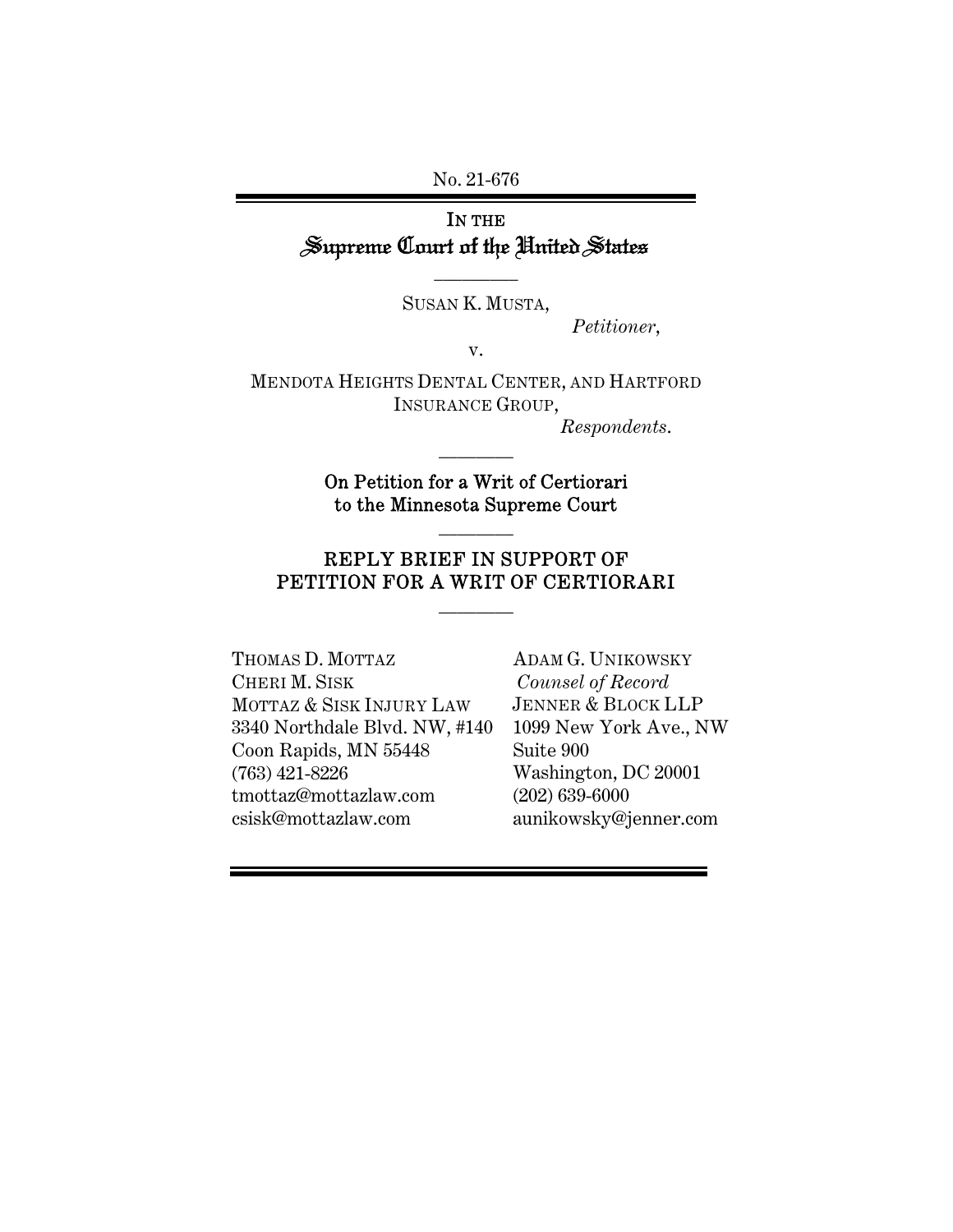No. 21-676

IN THE
# Supreme Court of the United States

SUSAN K. MUSTA,

*Petitioner*,

v.

MENDOTA HEIGHTS DENTAL CENTER, AND HARTFORD INSURANCE GROUP,

*Respondents*.

**On Petition for a Writ of Certiorari to the Minnesota Supreme Court**

## REPLY BRIEF IN SUPPORT OF PETITION FOR A WRIT OF CERTIORARI

THOMAS D. MOTTAZ
CHERI M. SISK
MOTTAZ & SISK INJURY LAW
3340 Northdale Blvd. NW, #140
Coon Rapids, MN 55448
(763) 421-8226
tmottaz@mottazlaw.com
csisk@mottazlaw.com

ADAM G. UNIKOWSKY
*Counsel of Record*
JENNER & BLOCK LLP
1099 New York Ave., NW
Suite 900
Washington, DC 20001
(202) 639-6000
aunikowsky@jenner.com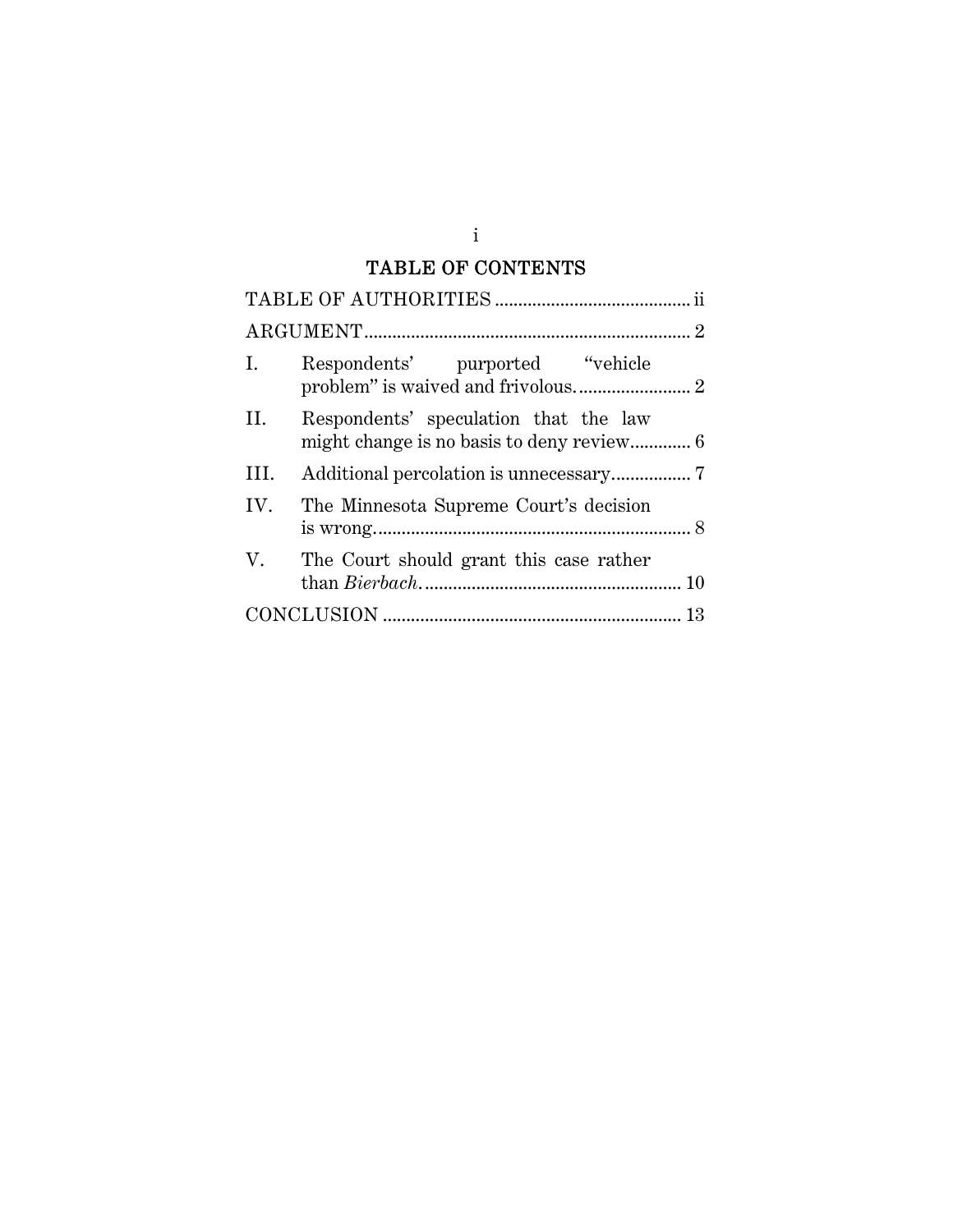# TABLE OF CONTENTS

TABLE OF AUTHORITIES .......................................... ii

ARGUMENT ..................................................................... 2

I. Respondents' purported "vehicle problem" is waived and frivolous. ........................ 2

II. Respondents' speculation that the law might change is no basis to deny review............ 6

III. Additional percolation is unnecessary................ 7

IV. The Minnesota Supreme Court's decision is wrong.................................................................. 8

V. The Court should grant this case rather than *Bierbach*. ...................................................... 10

CONCLUSION ................................................................ 13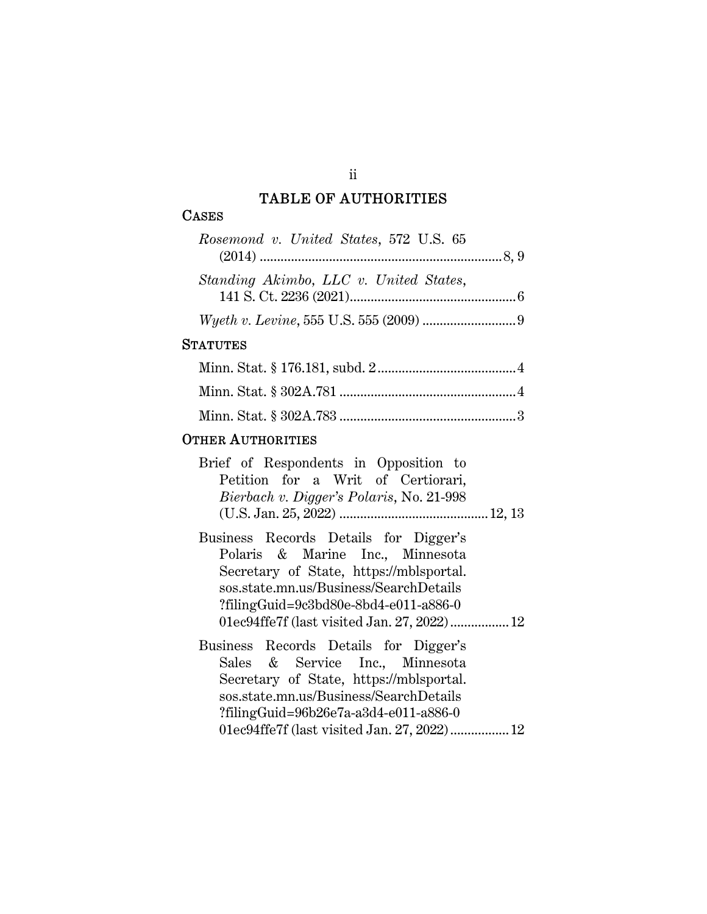## TABLE OF AUTHORITIES

### CASES

*Rosemond v. United States*, 572 U.S. 65 (2014) .......... 8, 9

*Standing Akimbo, LLC v. United States*, 141 S. Ct. 2236 (2021) .......... 6

*Wyeth v. Levine*, 555 U.S. 555 (2009) .......... 9

### STATUTES

Minn. Stat. § 176.181, subd. 2 .......... 4

Minn. Stat. § 302A.781 .......... 4

Minn. Stat. § 302A.783 .......... 3

### OTHER AUTHORITIES

Brief of Respondents in Opposition to Petition for a Writ of Certiorari, *Bierbach v. Digger's Polaris*, No. 21-998 (U.S. Jan. 25, 2022) .......... 12, 13

Business Records Details for Digger's Polaris & Marine Inc., Minnesota Secretary of State, https://mblsportal.sos.state.mn.us/Business/SearchDetails?filingGuid=9c3bd80e-8bd4-e011-a886-001ec94ffe7f (last visited Jan. 27, 2022) .......... 12

Business Records Details for Digger's Sales & Service Inc., Minnesota Secretary of State, https://mblsportal.sos.state.mn.us/Business/SearchDetails?filingGuid=96b26e7a-a3d4-e011-a886-001ec94ffe7f (last visited Jan. 27, 2022) .......... 12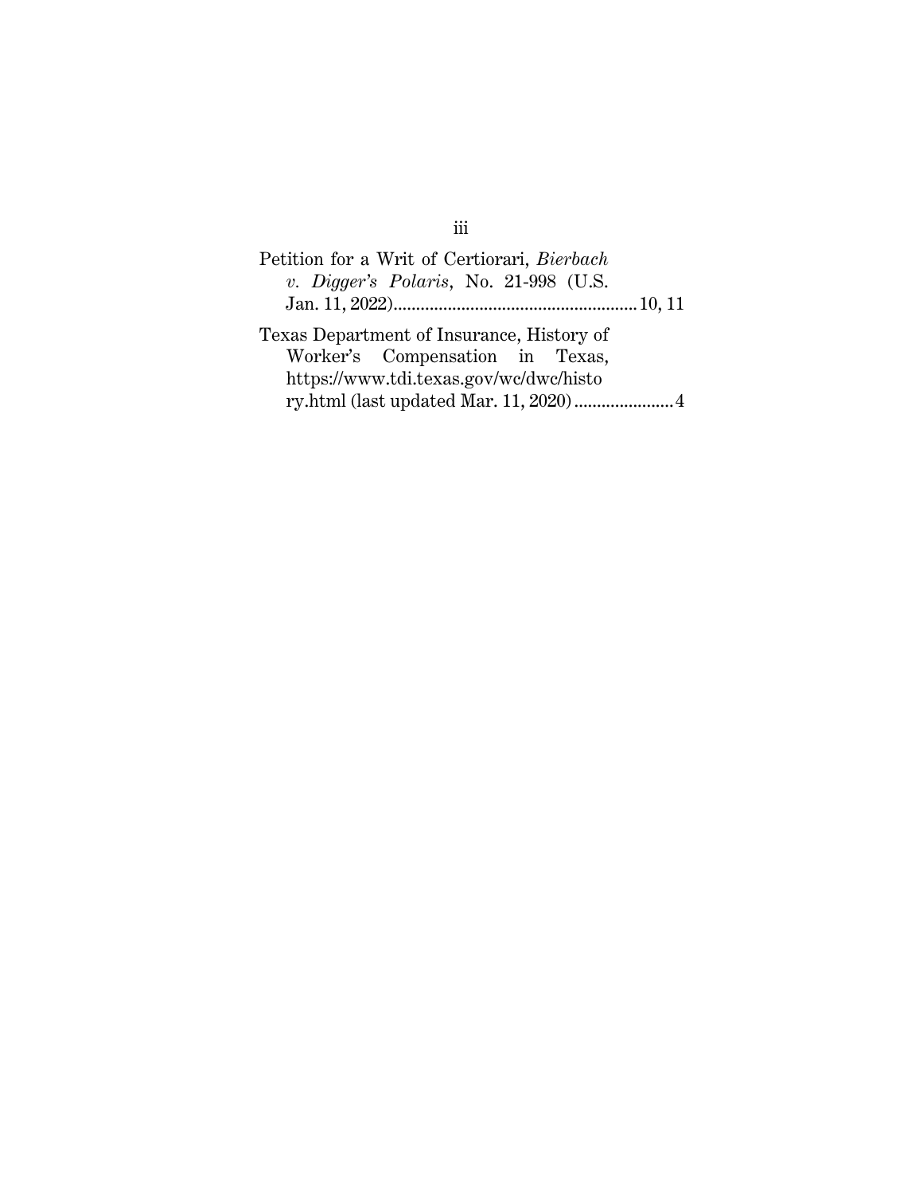Petition for a Writ of Certiorari, *Bierbach v. Digger's Polaris*, No. 21-998 (U.S. Jan. 11, 2022) ...................................................... 10, 11

Texas Department of Insurance, History of Worker's Compensation in Texas, https://www.tdi.texas.gov/wc/dwc/history.html (last updated Mar. 11, 2020) ...................... 4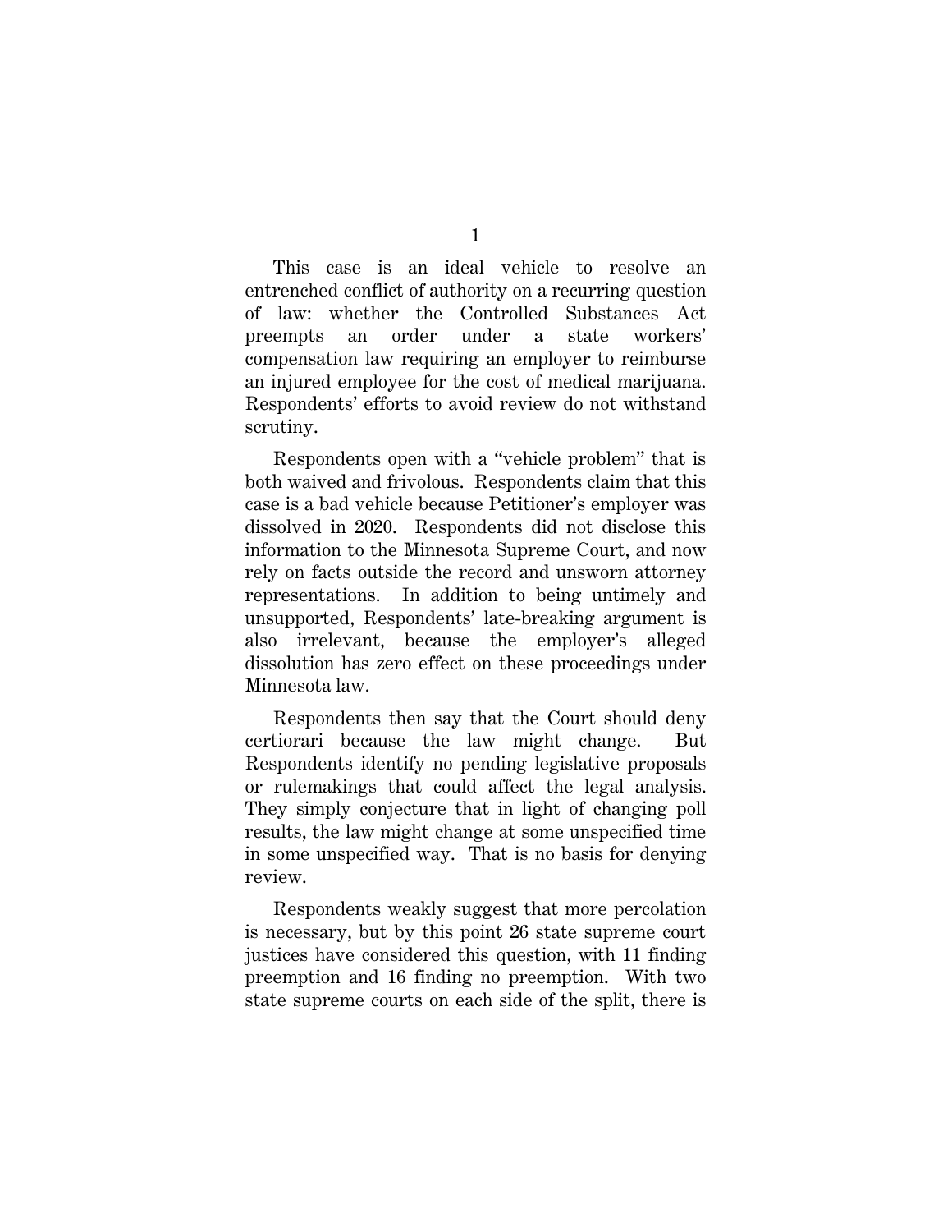This case is an ideal vehicle to resolve an entrenched conflict of authority on a recurring question of law: whether the Controlled Substances Act preempts an order under a state workers' compensation law requiring an employer to reimburse an injured employee for the cost of medical marijuana. Respondents' efforts to avoid review do not withstand scrutiny.

Respondents open with a "vehicle problem" that is both waived and frivolous. Respondents claim that this case is a bad vehicle because Petitioner's employer was dissolved in 2020. Respondents did not disclose this information to the Minnesota Supreme Court, and now rely on facts outside the record and unsworn attorney representations. In addition to being untimely and unsupported, Respondents' late-breaking argument is also irrelevant, because the employer's alleged dissolution has zero effect on these proceedings under Minnesota law.

Respondents then say that the Court should deny certiorari because the law might change. But Respondents identify no pending legislative proposals or rulemakings that could affect the legal analysis. They simply conjecture that in light of changing poll results, the law might change at some unspecified time in some unspecified way. That is no basis for denying review.

Respondents weakly suggest that more percolation is necessary, but by this point 26 state supreme court justices have considered this question, with 11 finding preemption and 16 finding no preemption. With two state supreme courts on each side of the split, there is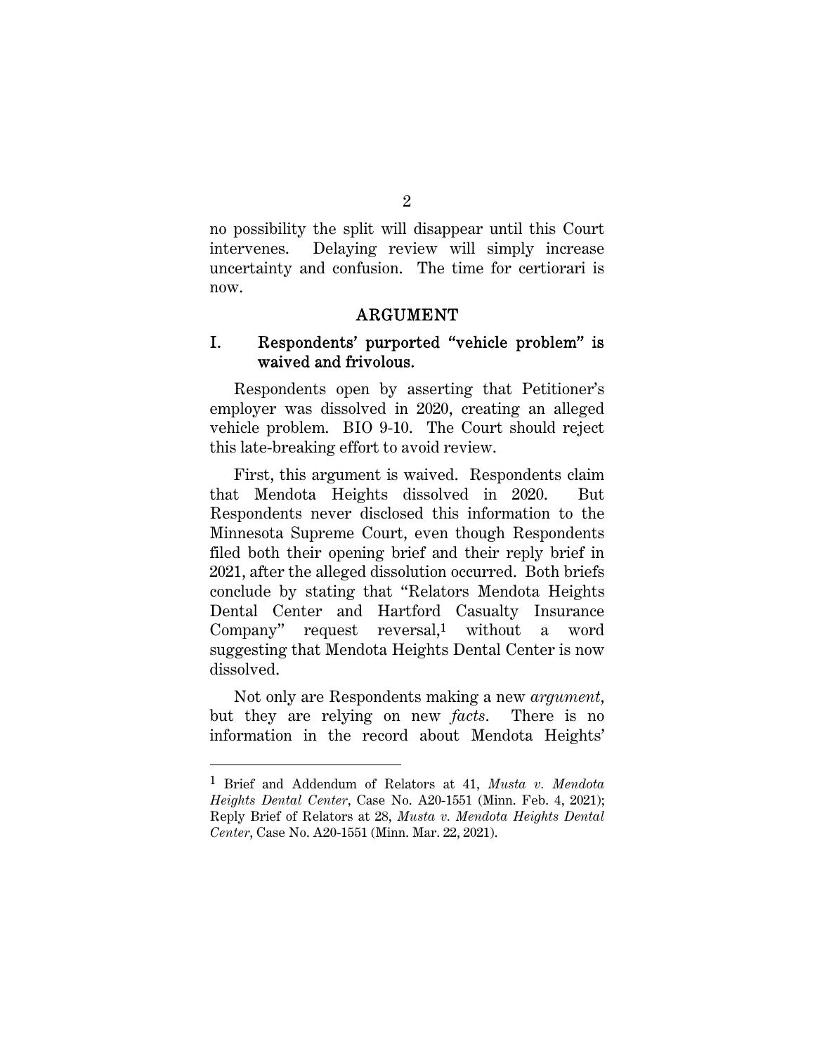no possibility the split will disappear until this Court intervenes. Delaying review will simply increase uncertainty and confusion. The time for certiorari is now.

## ARGUMENT

### I. Respondents' purported "vehicle problem" is waived and frivolous.

Respondents open by asserting that Petitioner's employer was dissolved in 2020, creating an alleged vehicle problem. BIO 9-10. The Court should reject this late-breaking effort to avoid review.

First, this argument is waived. Respondents claim that Mendota Heights dissolved in 2020. But Respondents never disclosed this information to the Minnesota Supreme Court, even though Respondents filed both their opening brief and their reply brief in 2021, after the alleged dissolution occurred. Both briefs conclude by stating that "Relators Mendota Heights Dental Center and Hartford Casualty Insurance Company" request reversal,[1] without a word suggesting that Mendota Heights Dental Center is now dissolved.

Not only are Respondents making a new *argument*, but they are relying on new *facts*. There is no information in the record about Mendota Heights'

---

[1] Brief and Addendum of Relators at 41, *Musta v. Mendota Heights Dental Center*, Case No. A20-1551 (Minn. Feb. 4, 2021); Reply Brief of Relators at 28, *Musta v. Mendota Heights Dental Center*, Case No. A20-1551 (Minn. Mar. 22, 2021).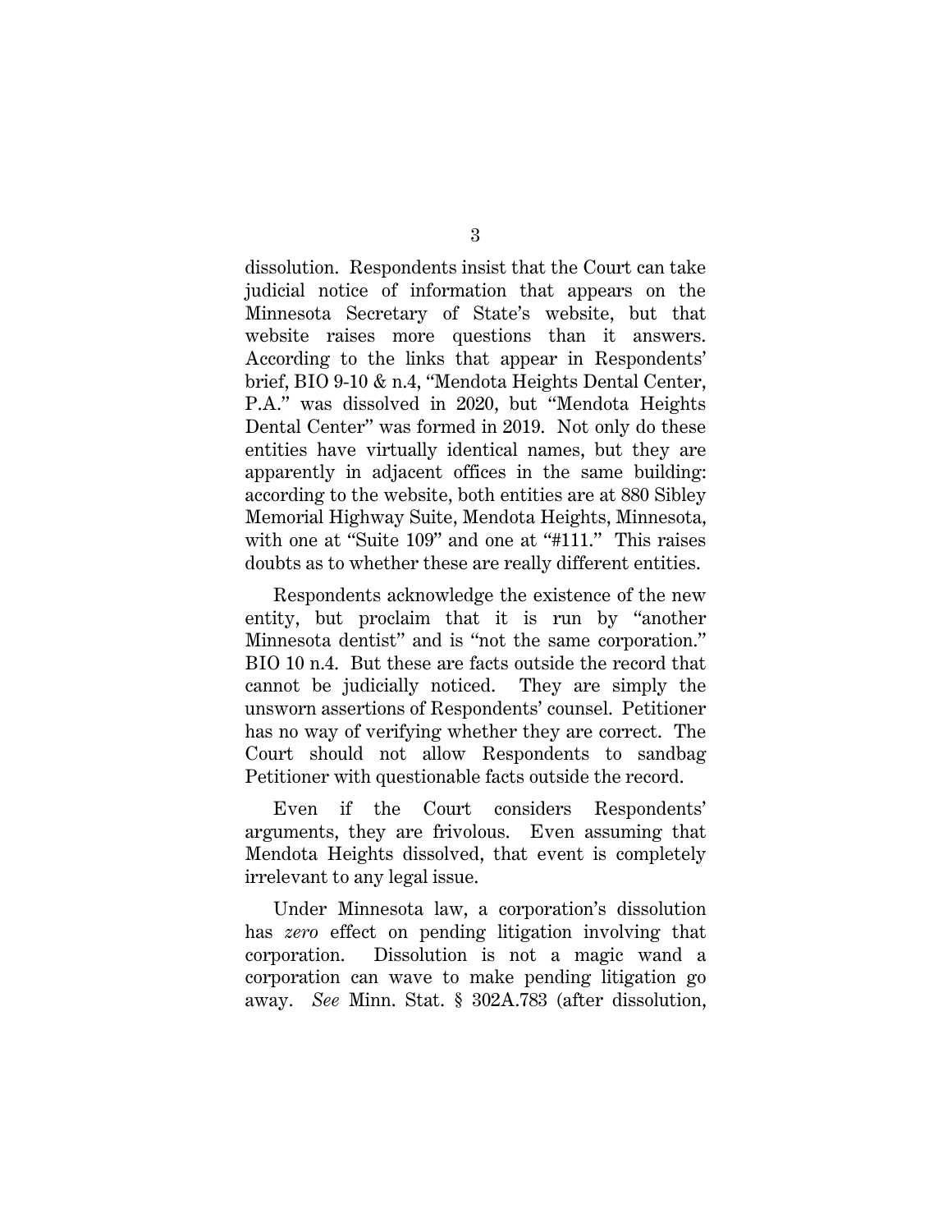dissolution. Respondents insist that the Court can take judicial notice of information that appears on the Minnesota Secretary of State's website, but that website raises more questions than it answers. According to the links that appear in Respondents' brief, BIO 9-10 & n.4, "Mendota Heights Dental Center, P.A." was dissolved in 2020, but "Mendota Heights Dental Center" was formed in 2019. Not only do these entities have virtually identical names, but they are apparently in adjacent offices in the same building: according to the website, both entities are at 880 Sibley Memorial Highway Suite, Mendota Heights, Minnesota, with one at "Suite 109" and one at "#111." This raises doubts as to whether these are really different entities.

Respondents acknowledge the existence of the new entity, but proclaim that it is run by "another Minnesota dentist" and is "not the same corporation." BIO 10 n.4. But these are facts outside the record that cannot be judicially noticed. They are simply the unsworn assertions of Respondents' counsel. Petitioner has no way of verifying whether they are correct. The Court should not allow Respondents to sandbag Petitioner with questionable facts outside the record.

Even if the Court considers Respondents' arguments, they are frivolous. Even assuming that Mendota Heights dissolved, that event is completely irrelevant to any legal issue.

Under Minnesota law, a corporation's dissolution has *zero* effect on pending litigation involving that corporation. Dissolution is not a magic wand a corporation can wave to make pending litigation go away. *See* Minn. Stat. § 302A.783 (after dissolution,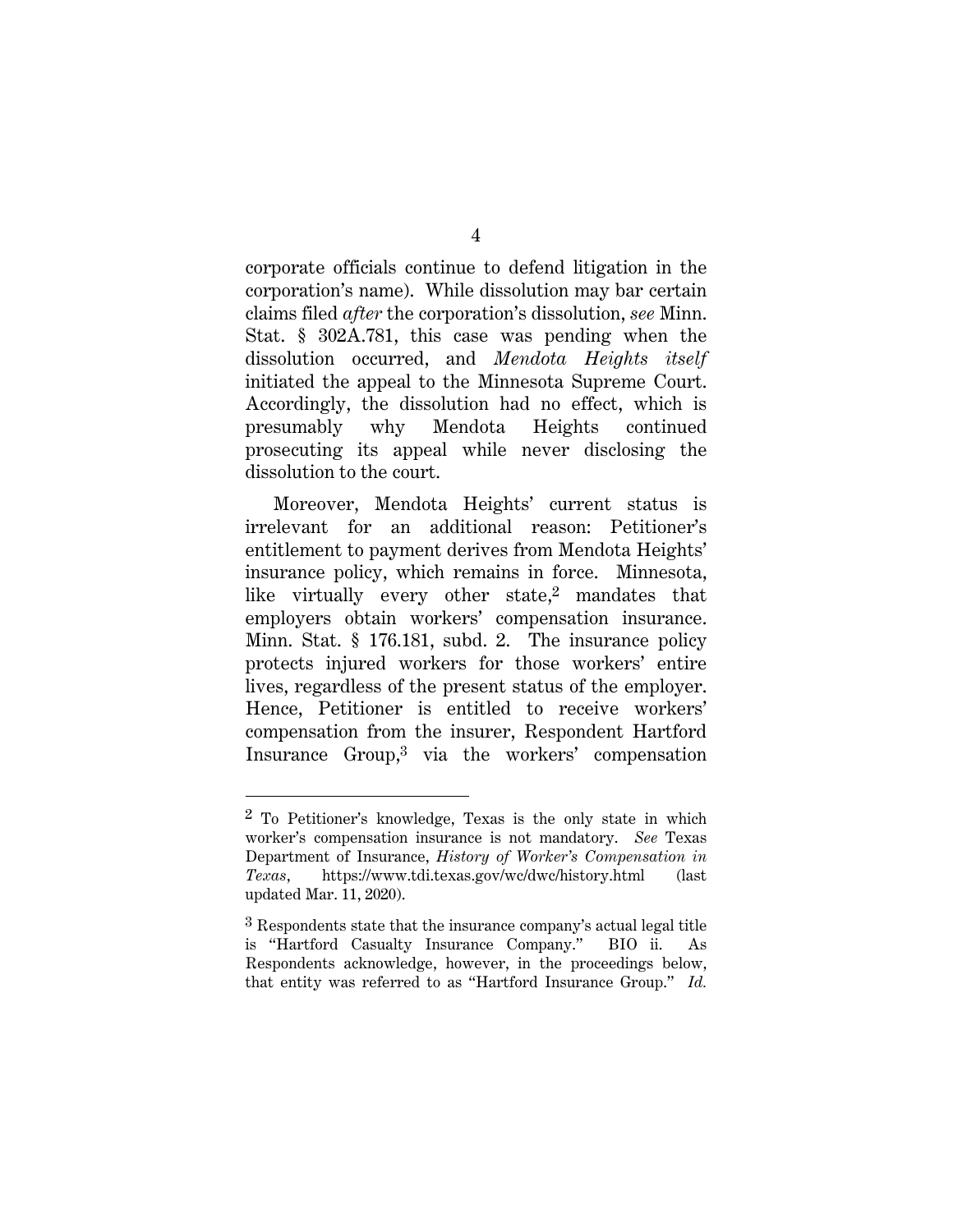corporate officials continue to defend litigation in the corporation's name). While dissolution may bar certain claims filed *after* the corporation's dissolution, *see* Minn. Stat. § 302A.781, this case was pending when the dissolution occurred, and *Mendota Heights itself* initiated the appeal to the Minnesota Supreme Court. Accordingly, the dissolution had no effect, which is presumably why Mendota Heights continued prosecuting its appeal while never disclosing the dissolution to the court.

Moreover, Mendota Heights' current status is irrelevant for an additional reason: Petitioner's entitlement to payment derives from Mendota Heights' insurance policy, which remains in force. Minnesota, like virtually every other state,[2] mandates that employers obtain workers' compensation insurance. Minn. Stat. § 176.181, subd. 2. The insurance policy protects injured workers for those workers' entire lives, regardless of the present status of the employer. Hence, Petitioner is entitled to receive workers' compensation from the insurer, Respondent Hartford Insurance Group,[3] via the workers' compensation

---

[2] To Petitioner's knowledge, Texas is the only state in which worker's compensation insurance is not mandatory. *See* Texas Department of Insurance, *History of Worker's Compensation in Texas*, https://www.tdi.texas.gov/wc/dwc/history.html (last updated Mar. 11, 2020).

[3] Respondents state that the insurance company's actual legal title is "Hartford Casualty Insurance Company." BIO ii. As Respondents acknowledge, however, in the proceedings below, that entity was referred to as "Hartford Insurance Group." *Id.*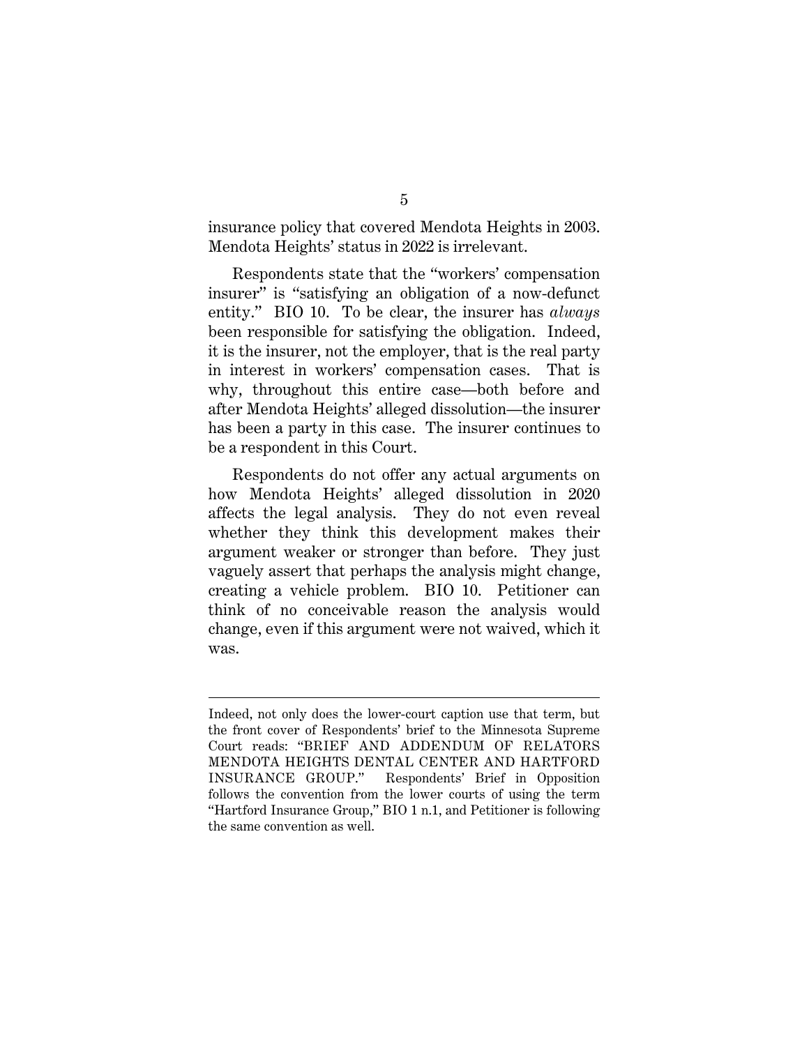insurance policy that covered Mendota Heights in 2003. Mendota Heights' status in 2022 is irrelevant.

Respondents state that the "workers' compensation insurer" is "satisfying an obligation of a now-defunct entity." BIO 10. To be clear, the insurer has *always* been responsible for satisfying the obligation. Indeed, it is the insurer, not the employer, that is the real party in interest in workers' compensation cases. That is why, throughout this entire case—both before and after Mendota Heights' alleged dissolution—the insurer has been a party in this case. The insurer continues to be a respondent in this Court.

Respondents do not offer any actual arguments on how Mendota Heights' alleged dissolution in 2020 affects the legal analysis. They do not even reveal whether they think this development makes their argument weaker or stronger than before. They just vaguely assert that perhaps the analysis might change, creating a vehicle problem. BIO 10. Petitioner can think of no conceivable reason the analysis would change, even if this argument were not waived, which it was.

---

Indeed, not only does the lower-court caption use that term, but the front cover of Respondents' brief to the Minnesota Supreme Court reads: "BRIEF AND ADDENDUM OF RELATORS MENDOTA HEIGHTS DENTAL CENTER AND HARTFORD INSURANCE GROUP." Respondents' Brief in Opposition follows the convention from the lower courts of using the term "Hartford Insurance Group," BIO 1 n.1, and Petitioner is following the same convention as well.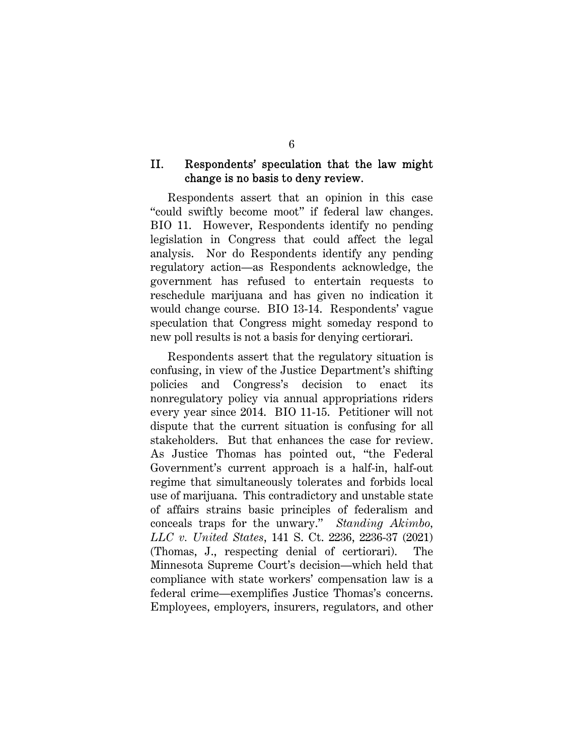## II. Respondents' speculation that the law might change is no basis to deny review.

Respondents assert that an opinion in this case "could swiftly become moot" if federal law changes. BIO 11. However, Respondents identify no pending legislation in Congress that could affect the legal analysis. Nor do Respondents identify any pending regulatory action—as Respondents acknowledge, the government has refused to entertain requests to reschedule marijuana and has given no indication it would change course. BIO 13-14. Respondents' vague speculation that Congress might someday respond to new poll results is not a basis for denying certiorari.

Respondents assert that the regulatory situation is confusing, in view of the Justice Department's shifting policies and Congress's decision to enact its nonregulatory policy via annual appropriations riders every year since 2014. BIO 11-15. Petitioner will not dispute that the current situation is confusing for all stakeholders. But that enhances the case for review. As Justice Thomas has pointed out, "the Federal Government's current approach is a half-in, half-out regime that simultaneously tolerates and forbids local use of marijuana. This contradictory and unstable state of affairs strains basic principles of federalism and conceals traps for the unwary." *Standing Akimbo, LLC v. United States*, 141 S. Ct. 2236, 2236-37 (2021) (Thomas, J., respecting denial of certiorari). The Minnesota Supreme Court's decision—which held that compliance with state workers' compensation law is a federal crime—exemplifies Justice Thomas's concerns. Employees, employers, insurers, regulators, and other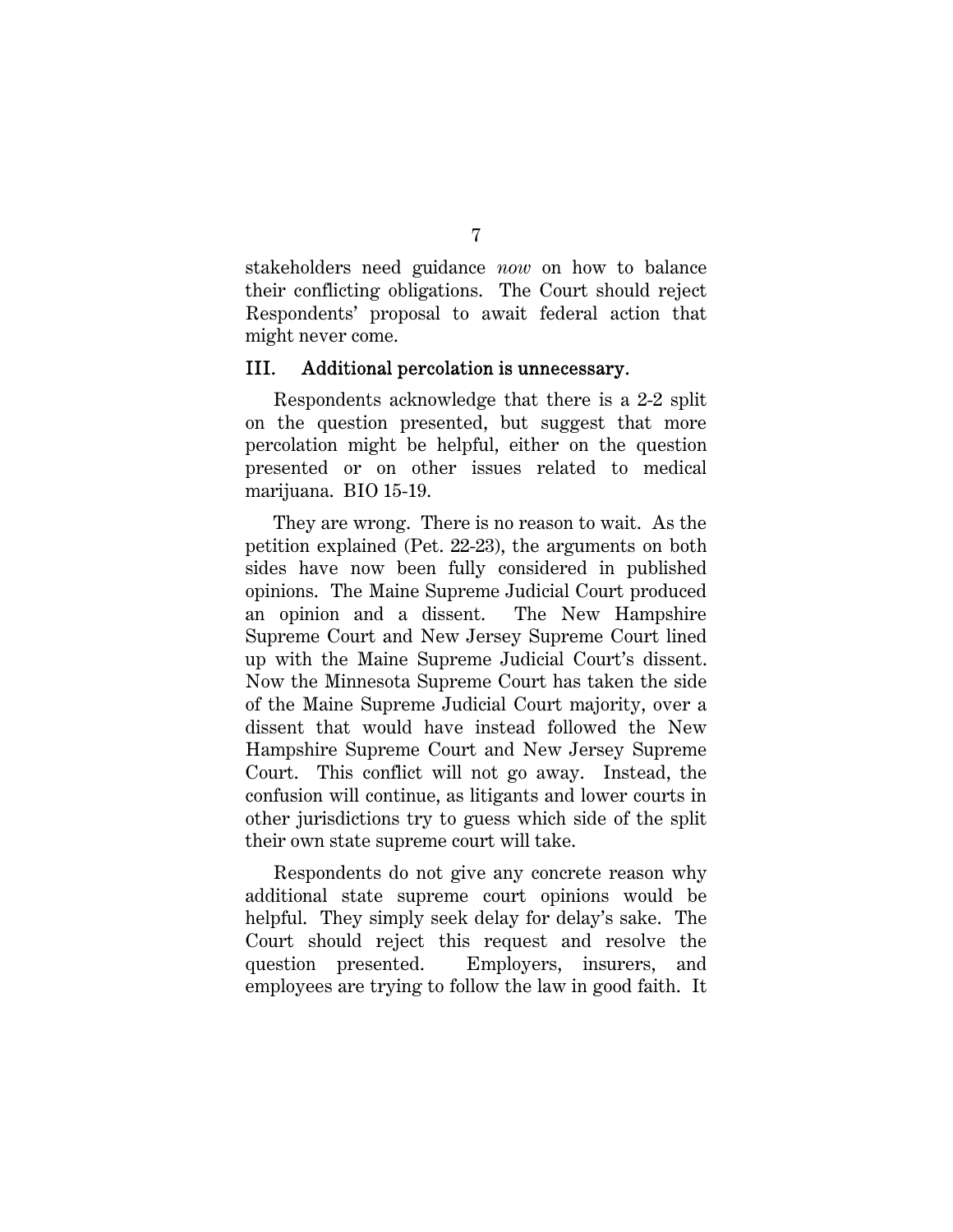stakeholders need guidance *now* on how to balance their conflicting obligations. The Court should reject Respondents' proposal to await federal action that might never come.

## III. Additional percolation is unnecessary.

Respondents acknowledge that there is a 2-2 split on the question presented, but suggest that more percolation might be helpful, either on the question presented or on other issues related to medical marijuana. BIO 15-19.

They are wrong. There is no reason to wait. As the petition explained (Pet. 22-23), the arguments on both sides have now been fully considered in published opinions. The Maine Supreme Judicial Court produced an opinion and a dissent. The New Hampshire Supreme Court and New Jersey Supreme Court lined up with the Maine Supreme Judicial Court's dissent. Now the Minnesota Supreme Court has taken the side of the Maine Supreme Judicial Court majority, over a dissent that would have instead followed the New Hampshire Supreme Court and New Jersey Supreme Court. This conflict will not go away. Instead, the confusion will continue, as litigants and lower courts in other jurisdictions try to guess which side of the split their own state supreme court will take.

Respondents do not give any concrete reason why additional state supreme court opinions would be helpful. They simply seek delay for delay's sake. The Court should reject this request and resolve the question presented. Employers, insurers, and employees are trying to follow the law in good faith. It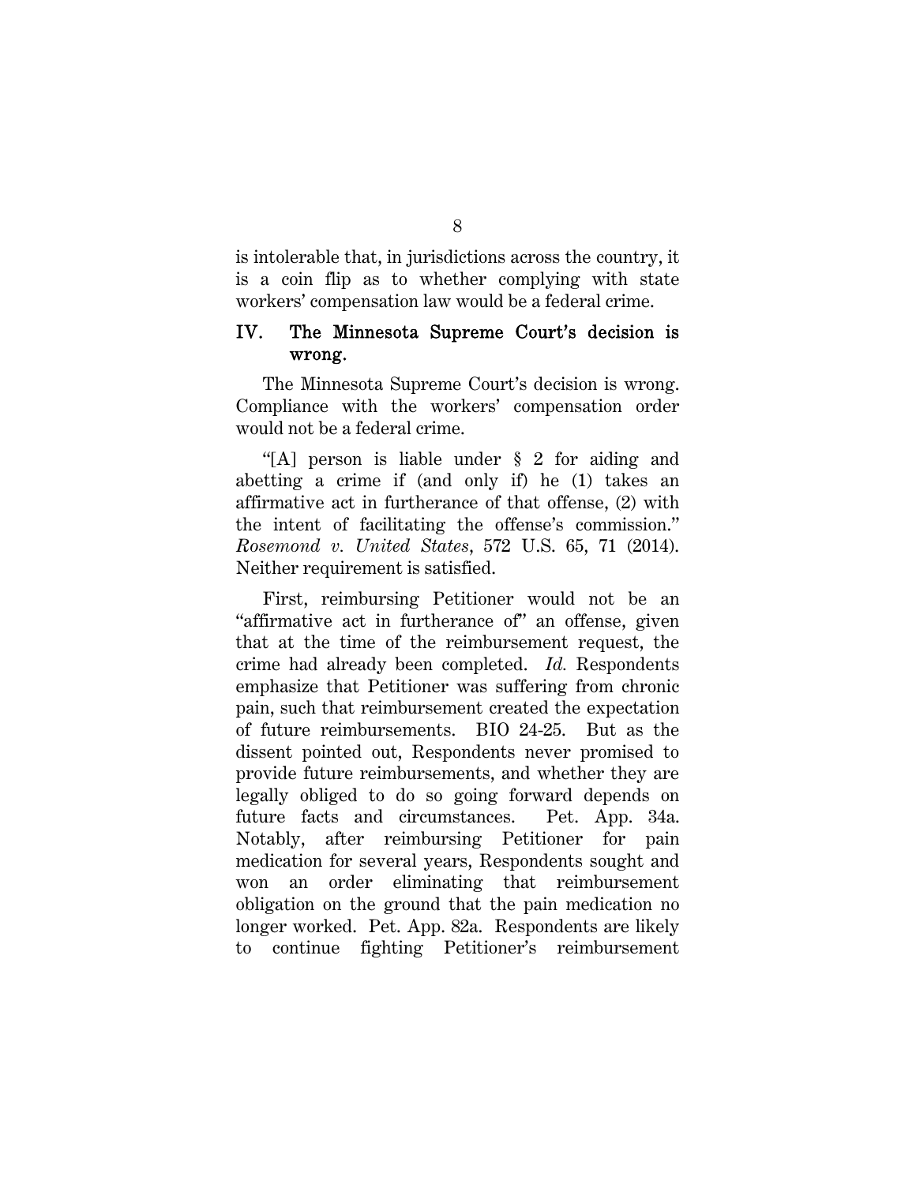is intolerable that, in jurisdictions across the country, it is a coin flip as to whether complying with state workers' compensation law would be a federal crime.

## IV. The Minnesota Supreme Court's decision is wrong.

The Minnesota Supreme Court's decision is wrong. Compliance with the workers' compensation order would not be a federal crime.

"[A] person is liable under § 2 for aiding and abetting a crime if (and only if) he (1) takes an affirmative act in furtherance of that offense, (2) with the intent of facilitating the offense's commission." *Rosemond v. United States*, 572 U.S. 65, 71 (2014). Neither requirement is satisfied.

First, reimbursing Petitioner would not be an "affirmative act in furtherance of" an offense, given that at the time of the reimbursement request, the crime had already been completed. *Id.* Respondents emphasize that Petitioner was suffering from chronic pain, such that reimbursement created the expectation of future reimbursements. BIO 24-25. But as the dissent pointed out, Respondents never promised to provide future reimbursements, and whether they are legally obliged to do so going forward depends on future facts and circumstances. Pet. App. 34a. Notably, after reimbursing Petitioner for pain medication for several years, Respondents sought and won an order eliminating that reimbursement obligation on the ground that the pain medication no longer worked. Pet. App. 82a. Respondents are likely to continue fighting Petitioner's reimbursement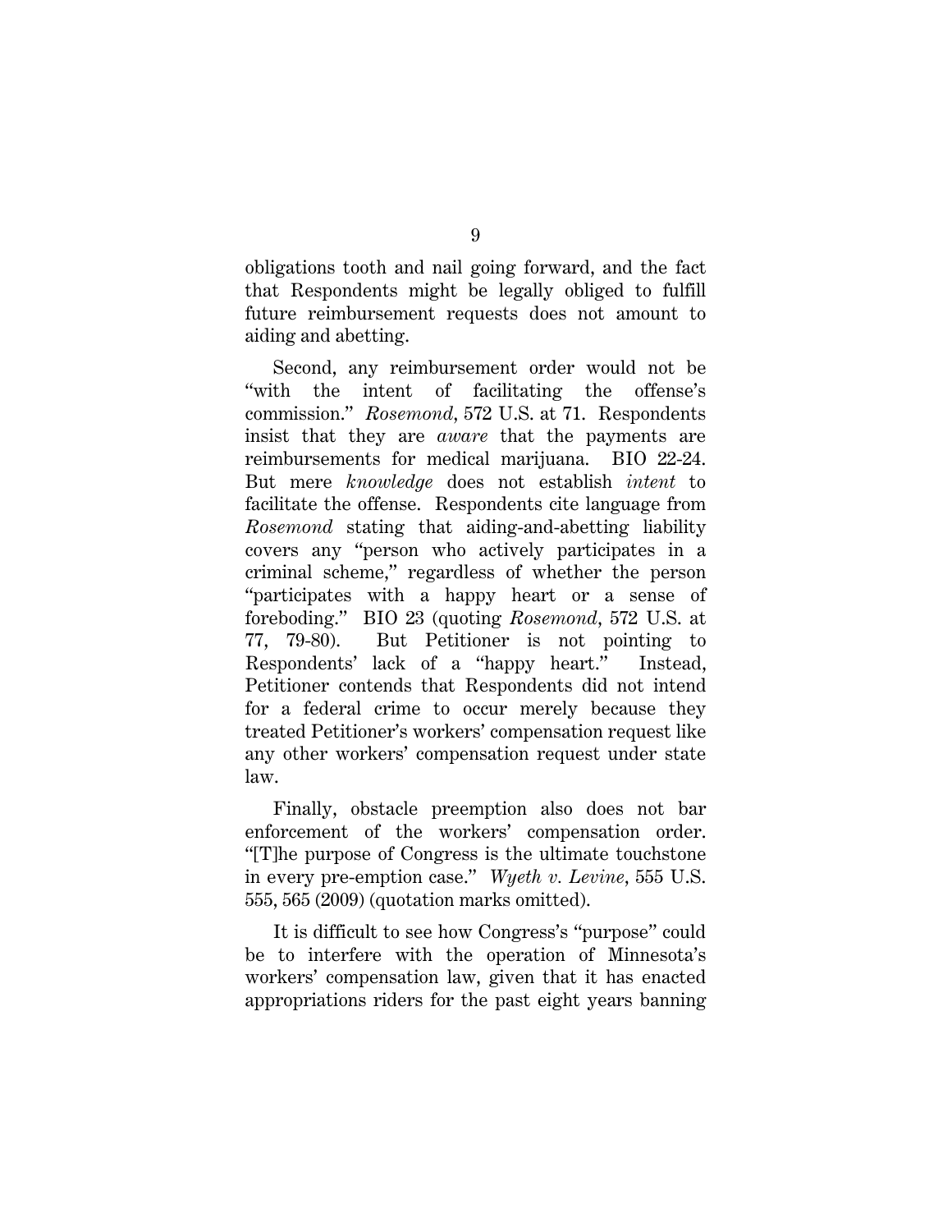obligations tooth and nail going forward, and the fact that Respondents might be legally obliged to fulfill future reimbursement requests does not amount to aiding and abetting.

Second, any reimbursement order would not be "with the intent of facilitating the offense's commission." *Rosemond*, 572 U.S. at 71. Respondents insist that they are *aware* that the payments are reimbursements for medical marijuana. BIO 22-24. But mere *knowledge* does not establish *intent* to facilitate the offense. Respondents cite language from *Rosemond* stating that aiding-and-abetting liability covers any "person who actively participates in a criminal scheme," regardless of whether the person "participates with a happy heart or a sense of foreboding." BIO 23 (quoting *Rosemond*, 572 U.S. at 77, 79-80). But Petitioner is not pointing to Respondents' lack of a "happy heart." Instead, Petitioner contends that Respondents did not intend for a federal crime to occur merely because they treated Petitioner's workers' compensation request like any other workers' compensation request under state law.

Finally, obstacle preemption also does not bar enforcement of the workers' compensation order. "[T]he purpose of Congress is the ultimate touchstone in every pre-emption case." *Wyeth v. Levine*, 555 U.S. 555, 565 (2009) (quotation marks omitted).

It is difficult to see how Congress's "purpose" could be to interfere with the operation of Minnesota's workers' compensation law, given that it has enacted appropriations riders for the past eight years banning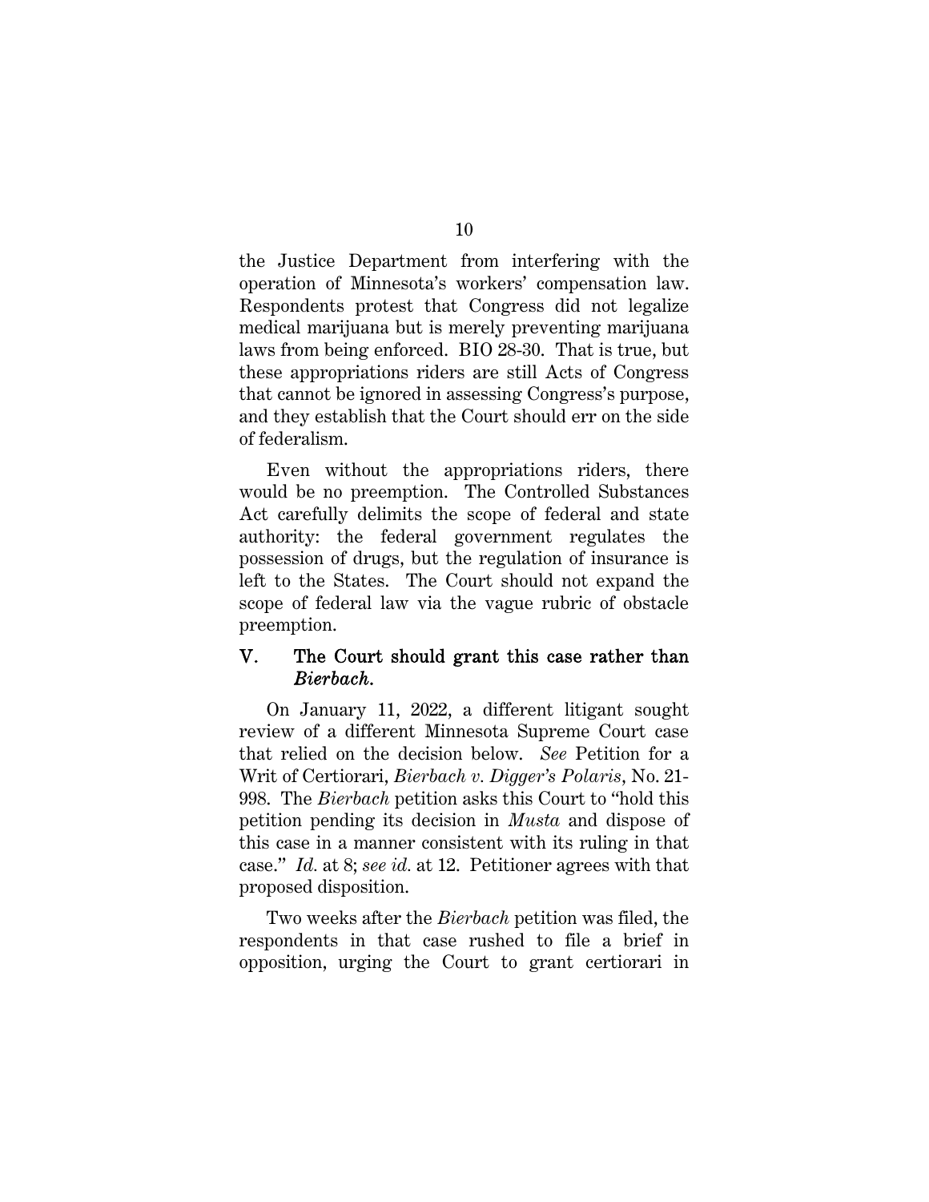the Justice Department from interfering with the operation of Minnesota's workers' compensation law. Respondents protest that Congress did not legalize medical marijuana but is merely preventing marijuana laws from being enforced. BIO 28-30. That is true, but these appropriations riders are still Acts of Congress that cannot be ignored in assessing Congress's purpose, and they establish that the Court should err on the side of federalism.

Even without the appropriations riders, there would be no preemption. The Controlled Substances Act carefully delimits the scope of federal and state authority: the federal government regulates the possession of drugs, but the regulation of insurance is left to the States. The Court should not expand the scope of federal law via the vague rubric of obstacle preemption.

## V. The Court should grant this case rather than *Bierbach*.

On January 11, 2022, a different litigant sought review of a different Minnesota Supreme Court case that relied on the decision below. *See* Petition for a Writ of Certiorari, *Bierbach v. Digger's Polaris*, No. 21-998. The *Bierbach* petition asks this Court to "hold this petition pending its decision in *Musta* and dispose of this case in a manner consistent with its ruling in that case." *Id.* at 8; *see id.* at 12. Petitioner agrees with that proposed disposition.

Two weeks after the *Bierbach* petition was filed, the respondents in that case rushed to file a brief in opposition, urging the Court to grant certiorari in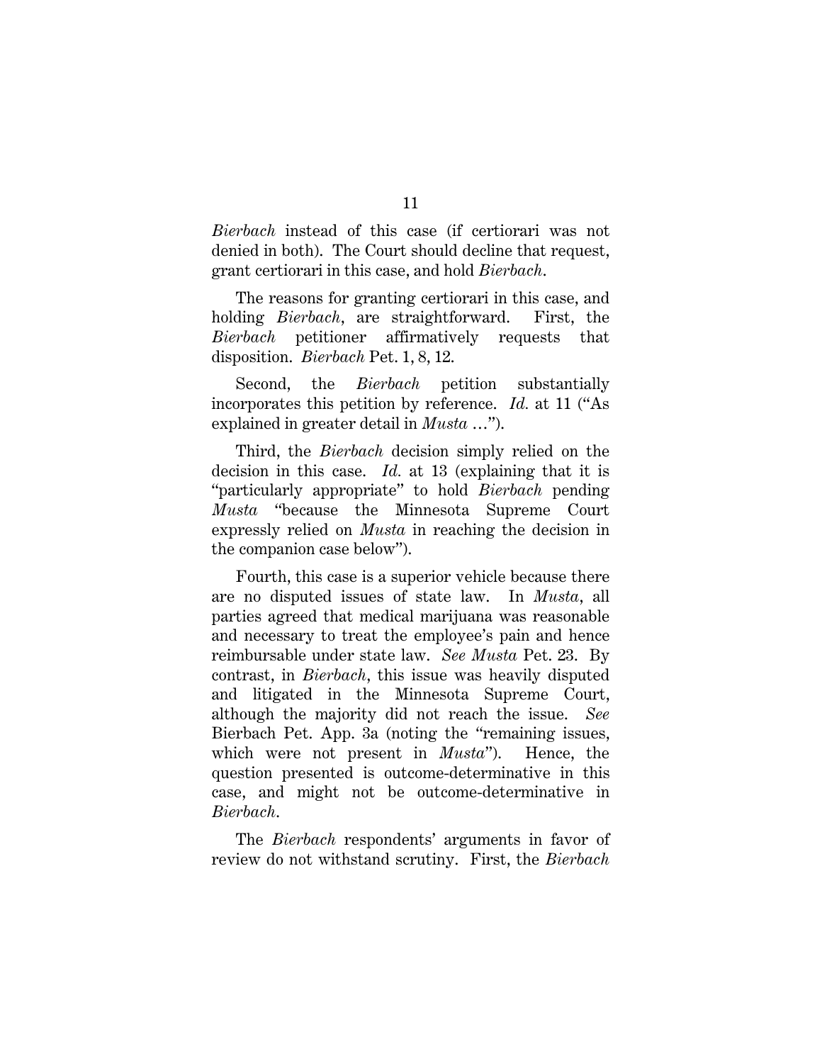*Bierbach* instead of this case (if certiorari was not denied in both). The Court should decline that request, grant certiorari in this case, and hold *Bierbach*.

The reasons for granting certiorari in this case, and holding *Bierbach*, are straightforward. First, the *Bierbach* petitioner affirmatively requests that disposition. *Bierbach* Pet. 1, 8, 12.

Second, the *Bierbach* petition substantially incorporates this petition by reference. *Id.* at 11 ("As explained in greater detail in *Musta* …").

Third, the *Bierbach* decision simply relied on the decision in this case. *Id.* at 13 (explaining that it is "particularly appropriate" to hold *Bierbach* pending *Musta* "because the Minnesota Supreme Court expressly relied on *Musta* in reaching the decision in the companion case below").

Fourth, this case is a superior vehicle because there are no disputed issues of state law. In *Musta*, all parties agreed that medical marijuana was reasonable and necessary to treat the employee's pain and hence reimbursable under state law. *See Musta* Pet. 23. By contrast, in *Bierbach*, this issue was heavily disputed and litigated in the Minnesota Supreme Court, although the majority did not reach the issue. *See* Bierbach Pet. App. 3a (noting the "remaining issues, which were not present in *Musta*"). Hence, the question presented is outcome-determinative in this case, and might not be outcome-determinative in *Bierbach*.

The *Bierbach* respondents' arguments in favor of review do not withstand scrutiny. First, the *Bierbach*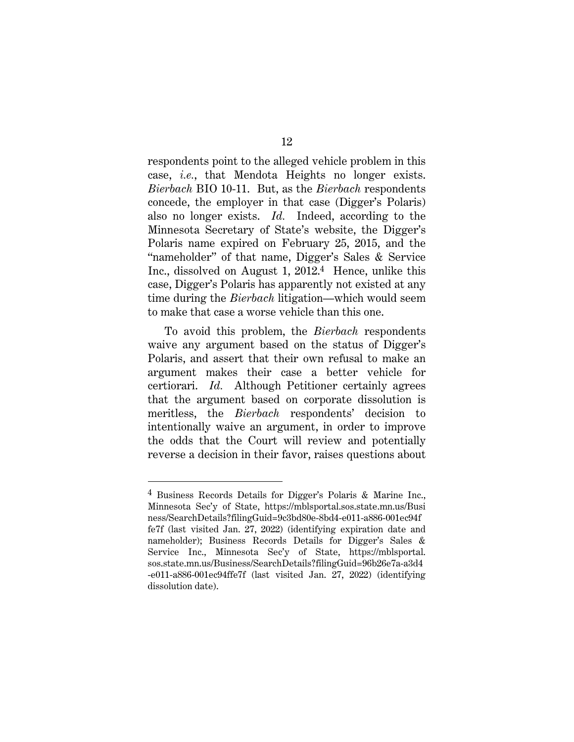respondents point to the alleged vehicle problem in this case, *i.e.*, that Mendota Heights no longer exists. *Bierbach* BIO 10-11. But, as the *Bierbach* respondents concede, the employer in that case (Digger's Polaris) also no longer exists. *Id.* Indeed, according to the Minnesota Secretary of State's website, the Digger's Polaris name expired on February 25, 2015, and the "nameholder" of that name, Digger's Sales & Service Inc., dissolved on August 1, 2012.[4] Hence, unlike this case, Digger's Polaris has apparently not existed at any time during the *Bierbach* litigation—which would seem to make that case a worse vehicle than this one.

To avoid this problem, the *Bierbach* respondents waive any argument based on the status of Digger's Polaris, and assert that their own refusal to make an argument makes their case a better vehicle for certiorari. *Id.* Although Petitioner certainly agrees that the argument based on corporate dissolution is meritless, the *Bierbach* respondents' decision to intentionally waive an argument, in order to improve the odds that the Court will review and potentially reverse a decision in their favor, raises questions about

---

[4] Business Records Details for Digger's Polaris & Marine Inc., Minnesota Sec'y of State, https://mblsportal.sos.state.mn.us/Business/SearchDetails?filingGuid=9c3bd80e-8bd4-e011-a886-001ec94ffe7f (last visited Jan. 27, 2022) (identifying expiration date and nameholder); Business Records Details for Digger's Sales & Service Inc., Minnesota Sec'y of State, https://mblsportal.sos.state.mn.us/Business/SearchDetails?filingGuid=96b26e7a-a3d4-e011-a886-001ec94ffe7f (last visited Jan. 27, 2022) (identifying dissolution date).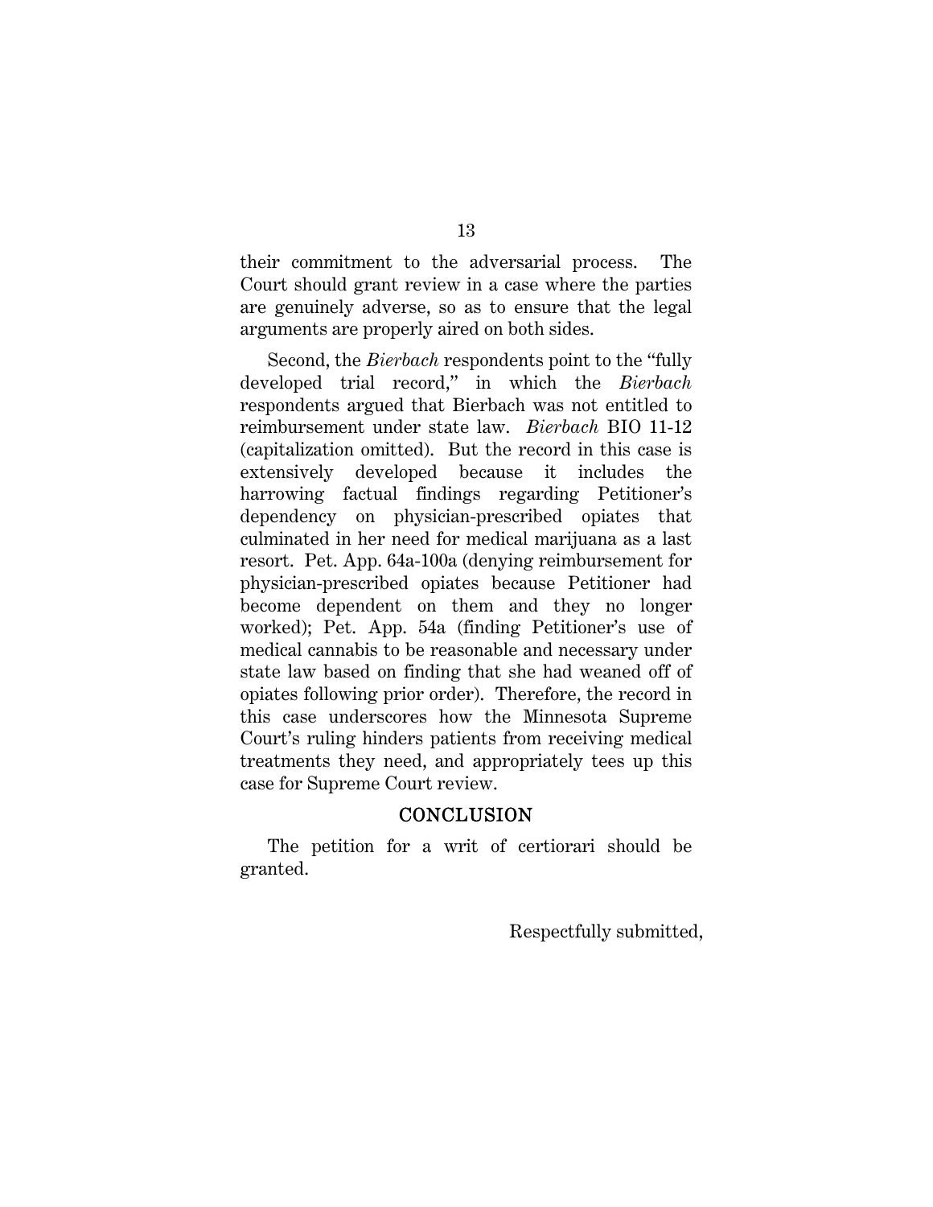their commitment to the adversarial process. The Court should grant review in a case where the parties are genuinely adverse, so as to ensure that the legal arguments are properly aired on both sides.

Second, the *Bierbach* respondents point to the "fully developed trial record," in which the *Bierbach* respondents argued that Bierbach was not entitled to reimbursement under state law. *Bierbach* BIO 11-12 (capitalization omitted). But the record in this case is extensively developed because it includes the harrowing factual findings regarding Petitioner's dependency on physician-prescribed opiates that culminated in her need for medical marijuana as a last resort. Pet. App. 64a-100a (denying reimbursement for physician-prescribed opiates because Petitioner had become dependent on them and they no longer worked); Pet. App. 54a (finding Petitioner's use of medical cannabis to be reasonable and necessary under state law based on finding that she had weaned off of opiates following prior order). Therefore, the record in this case underscores how the Minnesota Supreme Court's ruling hinders patients from receiving medical treatments they need, and appropriately tees up this case for Supreme Court review.

## CONCLUSION

The petition for a writ of certiorari should be granted.

Respectfully submitted,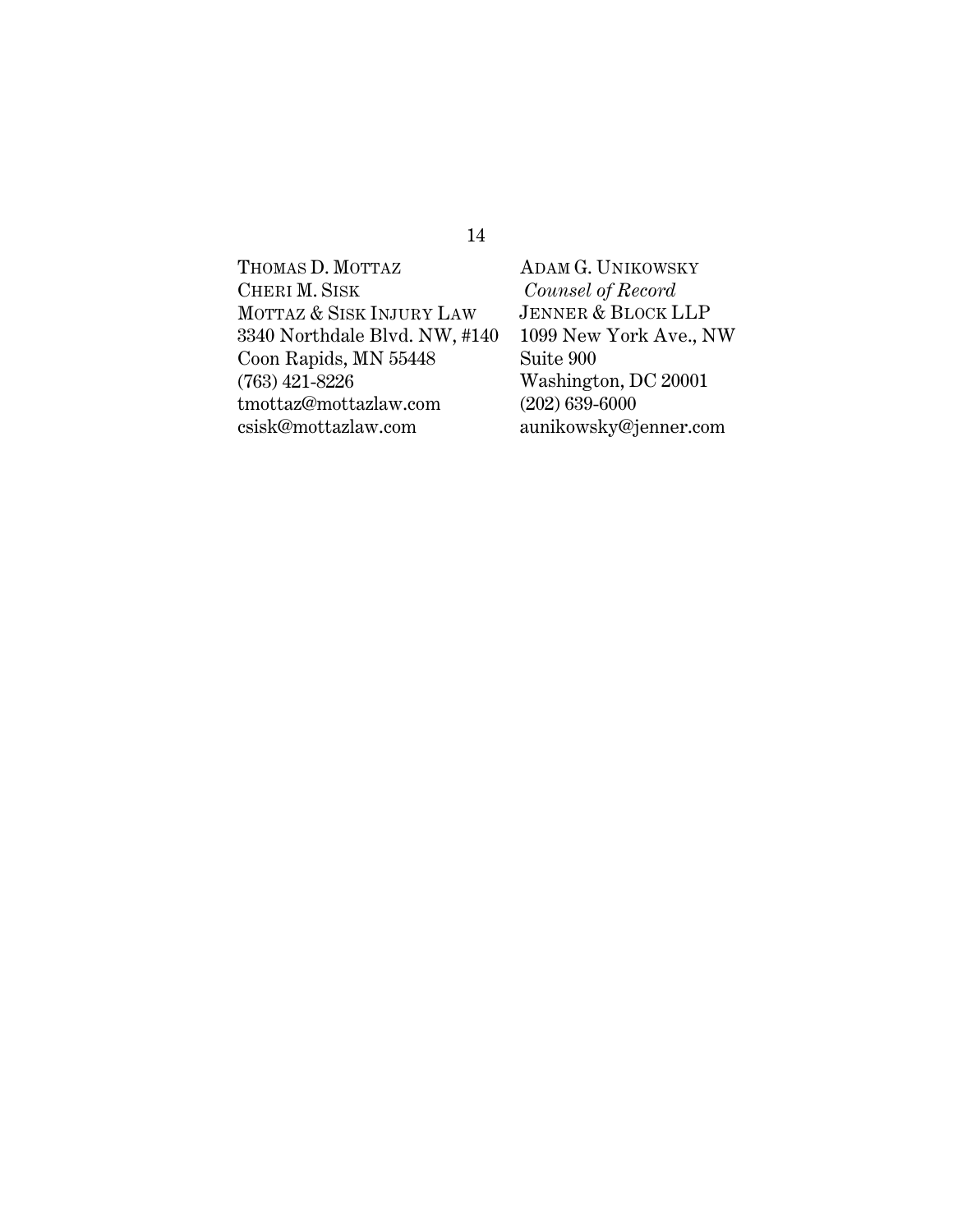THOMAS D. MOTTAZ
CHERI M. SISK
MOTTAZ & SISK INJURY LAW
3340 Northdale Blvd. NW, #140
Coon Rapids, MN 55448
(763) 421-8226
tmottaz@mottazlaw.com
csisk@mottazlaw.com

ADAM G. UNIKOWSKY
*Counsel of Record*
JENNER & BLOCK LLP
1099 New York Ave., NW
Suite 900
Washington, DC 20001
(202) 639-6000
aunikowsky@jenner.com